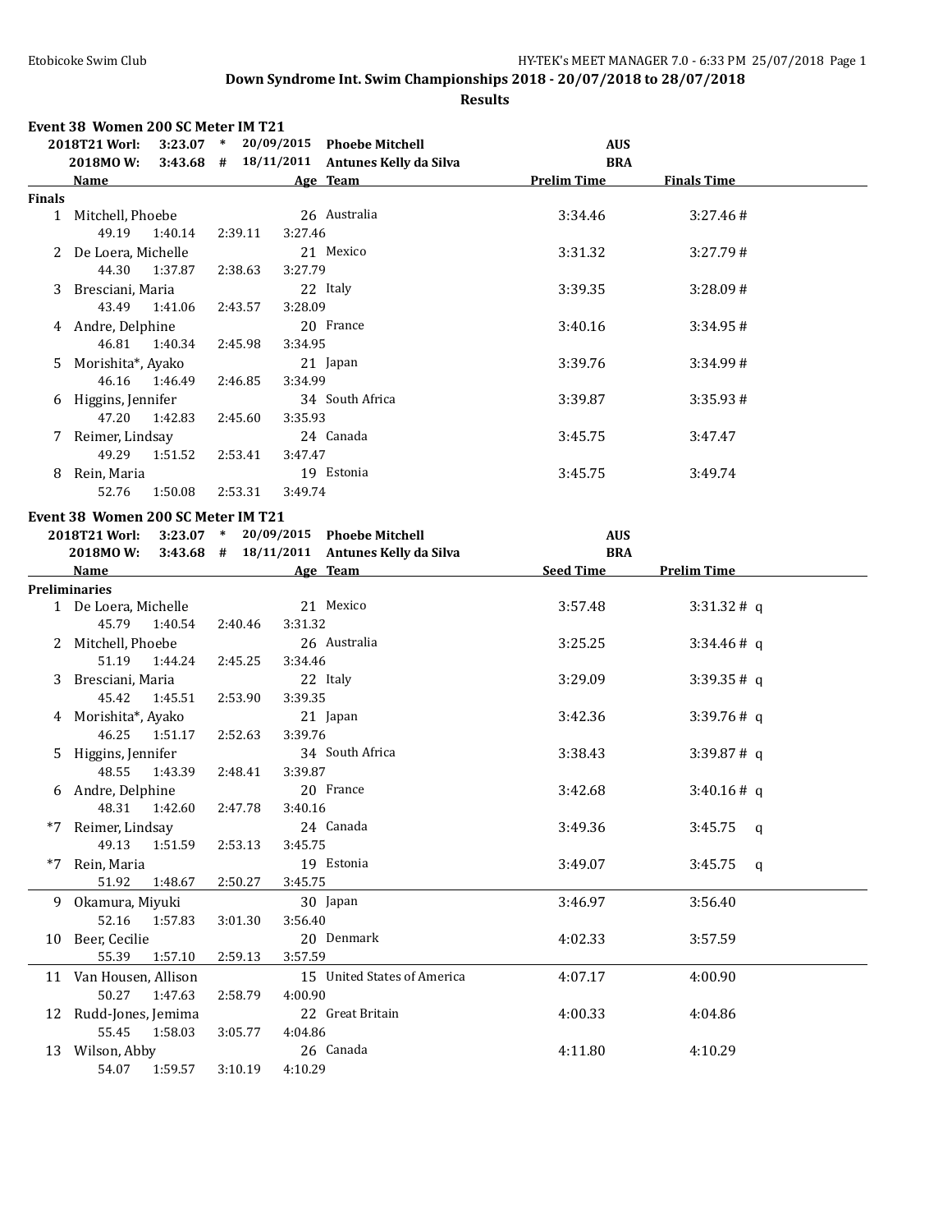# Down Syndrome Int. Swim Championships 2018 - 20/07/2018 to 28/07/2018

## Results

### Event 38 Women 200 SC Meter IM T21

| | | | | |
|---|---|---|---|---|
| 2018T21 Worl: | 3:23.07 * | 20/09/2015 | Phoebe Mitchell | AUS |
| 2018MO W: | 3:43.68 # | 18/11/2011 | Antunes Kelly da Silva | BRA |

**Finals**

| Place | Name | Age | Team | Prelim Time | Finals Time |
|---|---|---|---|---|---|
| 1 | Mitchell, Phoebe | 26 | Australia | 3:34.46 | 3:27.46 # |
| | 49.19 1:40.14 2:39.11 3:27.46 | | | | |
| 2 | De Loera, Michelle | 21 | Mexico | 3:31.32 | 3:27.79 # |
| | 44.30 1:37.87 2:38.63 3:27.79 | | | | |
| 3 | Bresciani, Maria | 22 | Italy | 3:39.35 | 3:28.09 # |
| | 43.49 1:41.06 2:43.57 3:28.09 | | | | |
| 4 | Andre, Delphine | 20 | France | 3:40.16 | 3:34.95 # |
| | 46.81 1:40.34 2:45.98 3:34.95 | | | | |
| 5 | Morishita*, Ayako | 21 | Japan | 3:39.76 | 3:34.99 # |
| | 46.16 1:46.49 2:46.85 3:34.99 | | | | |
| 6 | Higgins, Jennifer | 34 | South Africa | 3:39.87 | 3:35.93 # |
| | 47.20 1:42.83 2:45.60 3:35.93 | | | | |
| 7 | Reimer, Lindsay | 24 | Canada | 3:45.75 | 3:47.47 |
| | 49.29 1:51.52 2:53.41 3:47.47 | | | | |
| 8 | Rein, Maria | 19 | Estonia | 3:45.75 | 3:49.74 |
| | 52.76 1:50.08 2:53.31 3:49.74 | | | | |

### Event 38 Women 200 SC Meter IM T21

| | | | | |
|---|---|---|---|---|
| 2018T21 Worl: | 3:23.07 * | 20/09/2015 | Phoebe Mitchell | AUS |
| 2018MO W: | 3:43.68 # | 18/11/2011 | Antunes Kelly da Silva | BRA |

**Preliminaries**

| Place | Name | Age | Team | Seed Time | Prelim Time |
|---|---|---|---|---|---|
| 1 | De Loera, Michelle | 21 | Mexico | 3:57.48 | 3:31.32 # q |
| | 45.79 1:40.54 2:40.46 3:31.32 | | | | |
| 2 | Mitchell, Phoebe | 26 | Australia | 3:25.25 | 3:34.46 # q |
| | 51.19 1:44.24 2:45.25 3:34.46 | | | | |
| 3 | Bresciani, Maria | 22 | Italy | 3:29.09 | 3:39.35 # q |
| | 45.42 1:45.51 2:53.90 3:39.35 | | | | |
| 4 | Morishita*, Ayako | 21 | Japan | 3:42.36 | 3:39.76 # q |
| | 46.25 1:51.17 2:52.63 3:39.76 | | | | |
| 5 | Higgins, Jennifer | 34 | South Africa | 3:38.43 | 3:39.87 # q |
| | 48.55 1:43.39 2:48.41 3:39.87 | | | | |
| 6 | Andre, Delphine | 20 | France | 3:42.68 | 3:40.16 # q |
| | 48.31 1:42.60 2:47.78 3:40.16 | | | | |
| *7 | Reimer, Lindsay | 24 | Canada | 3:49.36 | 3:45.75 q |
| | 49.13 1:51.59 2:53.13 3:45.75 | | | | |
| *7 | Rein, Maria | 19 | Estonia | 3:49.07 | 3:45.75 q |
| | 51.92 1:48.67 2:50.27 3:45.75 | | | | |
| 9 | Okamura, Miyuki | 30 | Japan | 3:46.97 | 3:56.40 |
| | 52.16 1:57.83 3:01.30 3:56.40 | | | | |
| 10 | Beer, Cecilie | 20 | Denmark | 4:02.33 | 3:57.59 |
| | 55.39 1:57.10 2:59.13 3:57.59 | | | | |
| 11 | Van Housen, Allison | 15 | United States of America | 4:07.17 | 4:00.90 |
| | 50.27 1:47.63 2:58.79 4:00.90 | | | | |
| 12 | Rudd-Jones, Jemima | 22 | Great Britain | 4:00.33 | 4:04.86 |
| | 55.45 1:58.03 3:05.77 4:04.86 | | | | |
| 13 | Wilson, Abby | 26 | Canada | 4:11.80 | 4:10.29 |
| | 54.07 1:59.57 3:10.19 4:10.29 | | | | |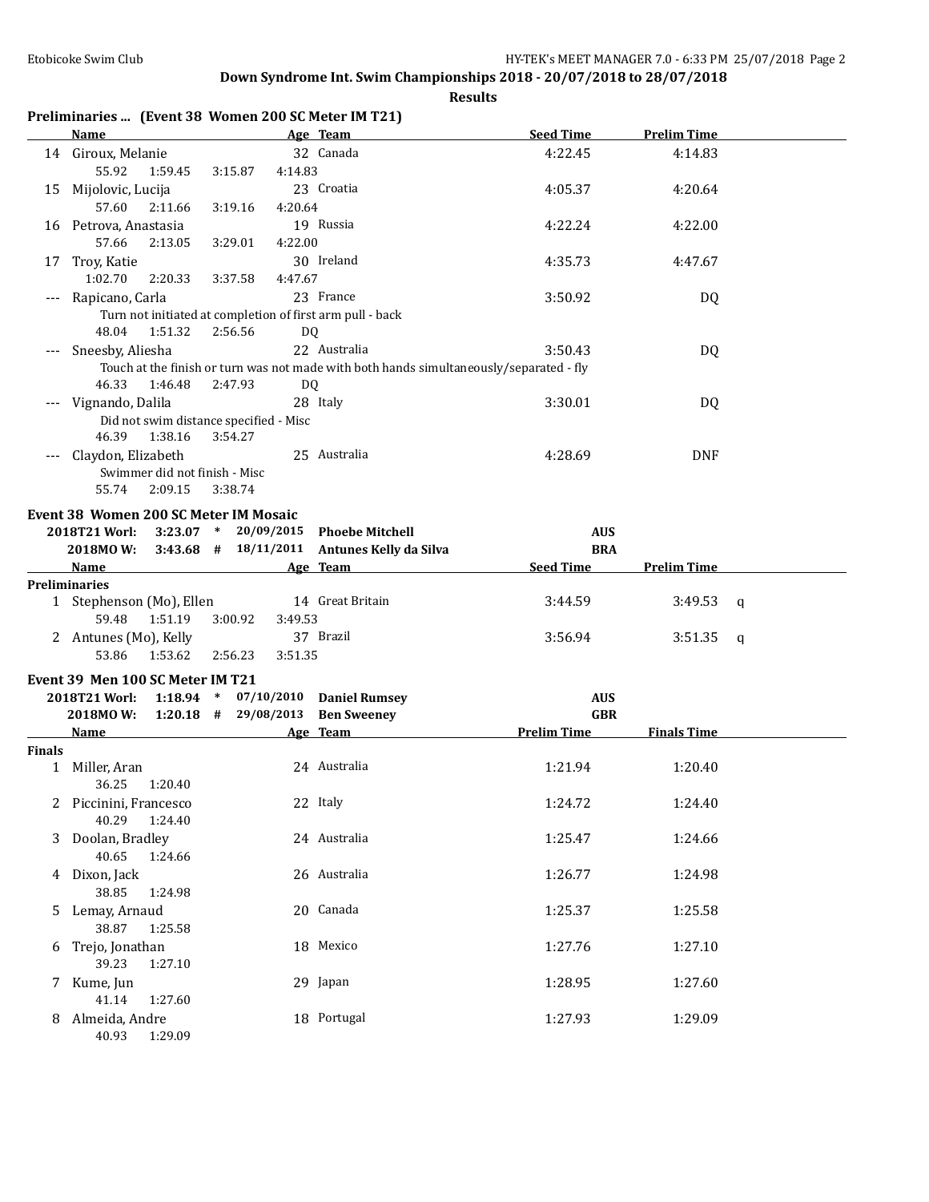**Down Syndrome Int. Swim Championships 2018 - 20/07/2018 to 28/07/2018**

**Results**

### Preliminaries ... (Event 38 Women 200 SC Meter IM T21)

| | Name | Age | Team | Seed Time | Prelim Time |
|---|---|---|---|---|---|
| 14 | Giroux, Melanie | 32 | Canada | 4:22.45 | 4:14.83 |
| | 55.92 1:59.45 3:15.87 4:14.83 | | | | |
| 15 | Mijolovic, Lucija | 23 | Croatia | 4:05.37 | 4:20.64 |
| | 57.60 2:11.66 3:19.16 4:20.64 | | | | |
| 16 | Petrova, Anastasia | 19 | Russia | 4:22.24 | 4:22.00 |
| | 57.66 2:13.05 3:29.01 4:22.00 | | | | |
| 17 | Troy, Katie | 30 | Ireland | 4:35.73 | 4:47.67 |
| | 1:02.70 2:20.33 3:37.58 4:47.67 | | | | |
| --- | Rapicano, Carla | 23 | France | 3:50.92 | DQ |
| | Turn not initiated at completion of first arm pull - back | | | | |
| | 48.04 1:51.32 2:56.56 DQ | | | | |
| --- | Sneesby, Aliesha | 22 | Australia | 3:50.43 | DQ |
| | Touch at the finish or turn was not made with both hands simultaneously/separated - fly | | | | |
| | 46.33 1:46.48 2:47.93 DQ | | | | |
| --- | Vignando, Dalila | 28 | Italy | 3:30.01 | DQ |
| | Did not swim distance specified - Misc | | | | |
| | 46.39 1:38.16 3:54.27 | | | | |
| --- | Claydon, Elizabeth | 25 | Australia | 4:28.69 | DNF |
| | Swimmer did not finish - Misc | | | | |
| | 55.74 2:09.15 3:38.74 | | | | |

### Event 38 Women 200 SC Meter IM Mosaic

2018T21 Worl: 3:23.07 * 20/09/2015 **Phoebe Mitchell** AUS
2018MO W: 3:43.68 # 18/11/2011 **Antunes Kelly da Silva** BRA

| | Name | Age | Team | Seed Time | Prelim Time | |
|---|---|---|---|---|---|---|
| **Preliminaries** | | | | | | |
| 1 | Stephenson (Mo), Ellen | 14 | Great Britain | 3:44.59 | 3:49.53 | q |
| | 59.48 1:51.19 3:00.92 3:49.53 | | | | | |
| 2 | Antunes (Mo), Kelly | 37 | Brazil | 3:56.94 | 3:51.35 | q |
| | 53.86 1:53.62 2:56.23 3:51.35 | | | | | |

### Event 39 Men 100 SC Meter IM T21

2018T21 Worl: 1:18.94 * 07/10/2010 **Daniel Rumsey** AUS
2018MO W: 1:20.18 # 29/08/2013 **Ben Sweeney** GBR

| | Name | Age | Team | Prelim Time | Finals Time |
|---|---|---|---|---|---|
| **Finals** | | | | | |
| 1 | Miller, Aran | 24 | Australia | 1:21.94 | 1:20.40 |
| | 36.25 1:20.40 | | | | |
| 2 | Piccinini, Francesco | 22 | Italy | 1:24.72 | 1:24.40 |
| | 40.29 1:24.40 | | | | |
| 3 | Doolan, Bradley | 24 | Australia | 1:25.47 | 1:24.66 |
| | 40.65 1:24.66 | | | | |
| 4 | Dixon, Jack | 26 | Australia | 1:26.77 | 1:24.98 |
| | 38.85 1:24.98 | | | | |
| 5 | Lemay, Arnaud | 20 | Canada | 1:25.37 | 1:25.58 |
| | 38.87 1:25.58 | | | | |
| 6 | Trejo, Jonathan | 18 | Mexico | 1:27.76 | 1:27.10 |
| | 39.23 1:27.10 | | | | |
| 7 | Kume, Jun | 29 | Japan | 1:28.95 | 1:27.60 |
| | 41.14 1:27.60 | | | | |
| 8 | Almeida, Andre | 18 | Portugal | 1:27.93 | 1:29.09 |
| | 40.93 1:29.09 | | | | |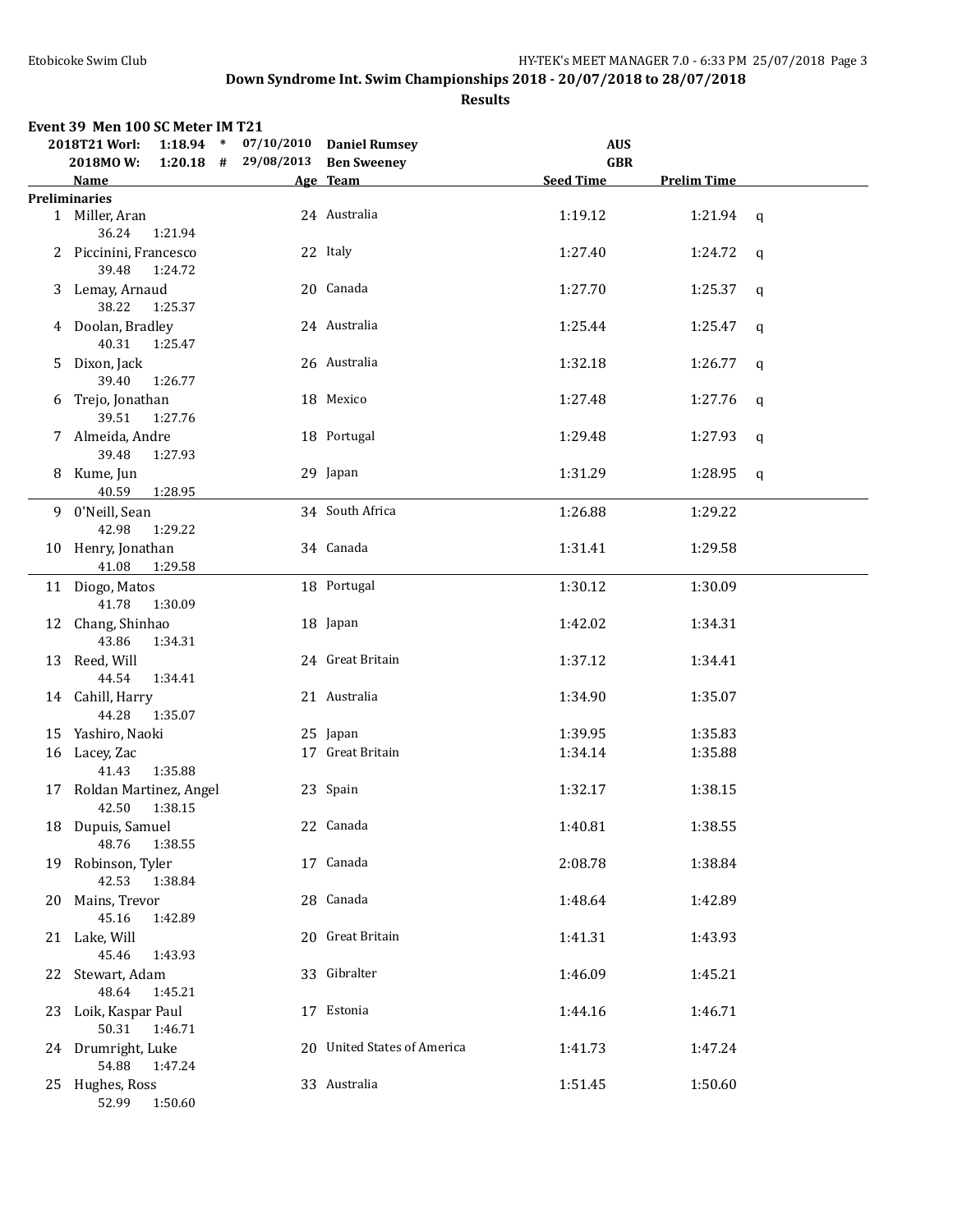Down Syndrome Int. Swim Championships 2018 - 20/07/2018 to 28/07/2018

**Results**

### Event 39 Men 100 SC Meter IM T21

| | | | | | |
|---|---|---|---|---|---|
| 2018T21 Worl: | 1:18.94 | * | 07/10/2010 | Daniel Rumsey | AUS |
| 2018MO W: | 1:20.18 | # | 29/08/2013 | Ben Sweeney | GBR |

**Preliminaries**

| | Name | Age | Team | Seed Time | Prelim Time | |
|---|---|---|---|---|---|---|
| 1 | Miller, Aran<br>36.24 1:21.94 | 24 | Australia | 1:19.12 | 1:21.94 | q |
| 2 | Piccinini, Francesco<br>39.48 1:24.72 | 22 | Italy | 1:27.40 | 1:24.72 | q |
| 3 | Lemay, Arnaud<br>38.22 1:25.37 | 20 | Canada | 1:27.70 | 1:25.37 | q |
| 4 | Doolan, Bradley<br>40.31 1:25.47 | 24 | Australia | 1:25.44 | 1:25.47 | q |
| 5 | Dixon, Jack<br>39.40 1:26.77 | 26 | Australia | 1:32.18 | 1:26.77 | q |
| 6 | Trejo, Jonathan<br>39.51 1:27.76 | 18 | Mexico | 1:27.48 | 1:27.76 | q |
| 7 | Almeida, Andre<br>39.48 1:27.93 | 18 | Portugal | 1:29.48 | 1:27.93 | q |
| 8 | Kume, Jun<br>40.59 1:28.95 | 29 | Japan | 1:31.29 | 1:28.95 | q |
| 9 | O'Neill, Sean<br>42.98 1:29.22 | 34 | South Africa | 1:26.88 | 1:29.22 | |
| 10 | Henry, Jonathan<br>41.08 1:29.58 | 34 | Canada | 1:31.41 | 1:29.58 | |
| 11 | Diogo, Matos<br>41.78 1:30.09 | 18 | Portugal | 1:30.12 | 1:30.09 | |
| 12 | Chang, Shinhao<br>43.86 1:34.31 | 18 | Japan | 1:42.02 | 1:34.31 | |
| 13 | Reed, Will<br>44.54 1:34.41 | 24 | Great Britain | 1:37.12 | 1:34.41 | |
| 14 | Cahill, Harry<br>44.28 1:35.07 | 21 | Australia | 1:34.90 | 1:35.07 | |
| 15 | Yashiro, Naoki | 25 | Japan | 1:39.95 | 1:35.83 | |
| 16 | Lacey, Zac<br>41.43 1:35.88 | 17 | Great Britain | 1:34.14 | 1:35.88 | |
| 17 | Roldan Martinez, Angel<br>42.50 1:38.15 | 23 | Spain | 1:32.17 | 1:38.15 | |
| 18 | Dupuis, Samuel<br>48.76 1:38.55 | 22 | Canada | 1:40.81 | 1:38.55 | |
| 19 | Robinson, Tyler<br>42.53 1:38.84 | 17 | Canada | 2:08.78 | 1:38.84 | |
| 20 | Mains, Trevor<br>45.16 1:42.89 | 28 | Canada | 1:48.64 | 1:42.89 | |
| 21 | Lake, Will<br>45.46 1:43.93 | 20 | Great Britain | 1:41.31 | 1:43.93 | |
| 22 | Stewart, Adam<br>48.64 1:45.21 | 33 | Gibralter | 1:46.09 | 1:45.21 | |
| 23 | Loik, Kaspar Paul<br>50.31 1:46.71 | 17 | Estonia | 1:44.16 | 1:46.71 | |
| 24 | Drumright, Luke<br>54.88 1:47.24 | 20 | United States of America | 1:41.73 | 1:47.24 | |
| 25 | Hughes, Ross<br>52.99 1:50.60 | 33 | Australia | 1:51.45 | 1:50.60 | |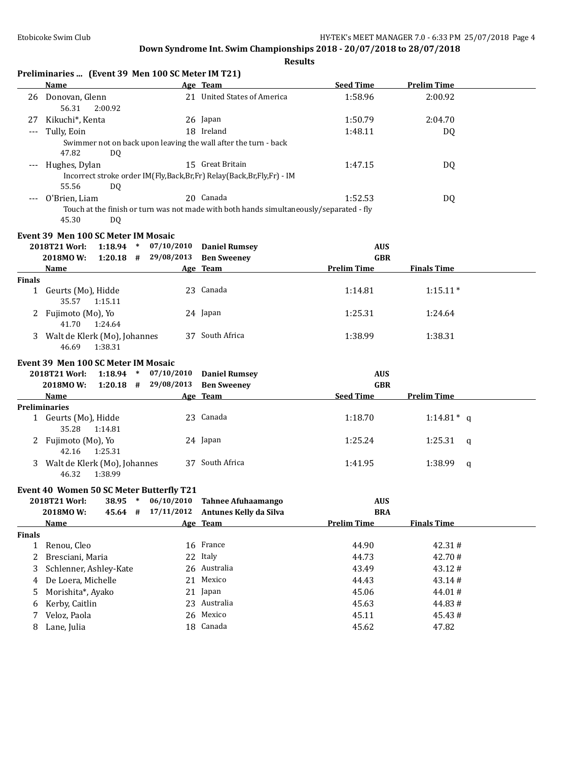## Down Syndrome Int. Swim Championships 2018 - 20/07/2018 to 28/07/2018

### Results

### Preliminaries ... (Event 39 Men 100 SC Meter IM T21)

| | Name | Age | Team | Seed Time | Prelim Time |
|---|---|---|---|---|---|
| 26 | Donovan, Glenn | 21 | United States of America | 1:58.96 | 2:00.92 |
| | 56.31 2:00.92 | | | | |
| 27 | Kikuchi*, Kenta | 26 | Japan | 1:50.79 | 2:04.70 |
| --- | Tully, Eoin | 18 | Ireland | 1:48.11 | DQ |
| | Swimmer not on back upon leaving the wall after the turn - back | | | | |
| | 47.82 DQ | | | | |
| --- | Hughes, Dylan | 15 | Great Britain | 1:47.15 | DQ |
| | Incorrect stroke order IM(Fly,Back,Br,Fr) Relay(Back,Br,Fly,Fr) - IM | | | | |
| | 55.56 DQ | | | | |
| --- | O'Brien, Liam | 20 | Canada | 1:52.53 | DQ |
| | Touch at the finish or turn was not made with both hands simultaneously/separated - fly | | | | |
| | 45.30 DQ | | | | |

### Event 39 Men 100 SC Meter IM Mosaic

| | | | | | |
|---|---|---|---|---|---|
| 2018T21 Worl: | 1:18.94 * | 07/10/2010 | Daniel Rumsey | AUS | |
| 2018MO W: | 1:20.18 # | 29/08/2013 | Ben Sweeney | GBR | |

| | Name | Age | Team | Prelim Time | Finals Time |
|---|---|---|---|---|---|
| **Finals** | | | | | |
| 1 | Geurts (Mo), Hidde | 23 | Canada | 1:14.81 | 1:15.11 * |
| | 35.57 1:15.11 | | | | |
| 2 | Fujimoto (Mo), Yo | 24 | Japan | 1:25.31 | 1:24.64 |
| | 41.70 1:24.64 | | | | |
| 3 | Walt de Klerk (Mo), Johannes | 37 | South Africa | 1:38.99 | 1:38.31 |
| | 46.69 1:38.31 | | | | |

### Event 39 Men 100 SC Meter IM Mosaic

| | | | | | |
|---|---|---|---|---|---|
| 2018T21 Worl: | 1:18.94 * | 07/10/2010 | Daniel Rumsey | AUS | |
| 2018MO W: | 1:20.18 # | 29/08/2013 | Ben Sweeney | GBR | |

| | Name | Age | Team | Seed Time | Prelim Time |
|---|---|---|---|---|---|
| **Preliminaries** | | | | | |
| 1 | Geurts (Mo), Hidde | 23 | Canada | 1:18.70 | 1:14.81 * q |
| | 35.28 1:14.81 | | | | |
| 2 | Fujimoto (Mo), Yo | 24 | Japan | 1:25.24 | 1:25.31 q |
| | 42.16 1:25.31 | | | | |
| 3 | Walt de Klerk (Mo), Johannes | 37 | South Africa | 1:41.95 | 1:38.99 q |
| | 46.32 1:38.99 | | | | |

### Event 40 Women 50 SC Meter Butterfly T21

| | | | | | |
|---|---|---|---|---|---|
| 2018T21 Worl: | 38.95 * | 06/10/2010 | Tahnee Afuhaamango | AUS | |
| 2018MO W: | 45.64 # | 17/11/2012 | Antunes Kelly da Silva | BRA | |

| | Name | Age | Team | Prelim Time | Finals Time |
|---|---|---|---|---|---|
| **Finals** | | | | | |
| 1 | Renou, Cleo | 16 | France | 44.90 | 42.31 # |
| 2 | Bresciani, Maria | 22 | Italy | 44.73 | 42.70 # |
| 3 | Schlenner, Ashley-Kate | 26 | Australia | 43.49 | 43.12 # |
| 4 | De Loera, Michelle | 21 | Mexico | 44.43 | 43.14 # |
| 5 | Morishita*, Ayako | 21 | Japan | 45.06 | 44.01 # |
| 6 | Kerby, Caitlin | 23 | Australia | 45.63 | 44.83 # |
| 7 | Veloz, Paola | 26 | Mexico | 45.11 | 45.43 # |
| 8 | Lane, Julia | 18 | Canada | 45.62 | 47.82 |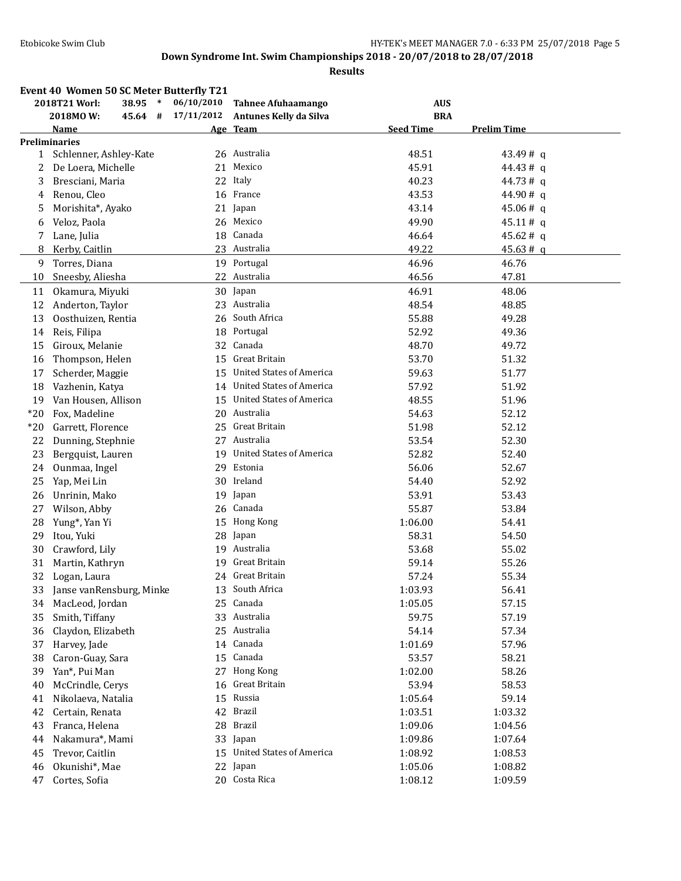## Down Syndrome Int. Swim Championships 2018 - 20/07/2018 to 28/07/2018

**Results**

### Event 40 Women 50 SC Meter Butterfly T21

| | | | | | |
|---|---|---|---|---|---|
| 2018T21 Worl: | 38.95 * | 06/10/2010 | Tahnee Afuhaamango | AUS | |
| 2018MO W: | 45.64 # | 17/11/2012 | Antunes Kelly da Silva | BRA | |

| | Name | Age | Team | Seed Time | Prelim Time |
|---|---|---|---|---|---|
| **Preliminaries** | | | | | |
| 1 | Schlenner, Ashley-Kate | 26 | Australia | 48.51 | 43.49 # q |
| 2 | De Loera, Michelle | 21 | Mexico | 45.91 | 44.43 # q |
| 3 | Bresciani, Maria | 22 | Italy | 40.23 | 44.73 # q |
| 4 | Renou, Cleo | 16 | France | 43.53 | 44.90 # q |
| 5 | Morishita*, Ayako | 21 | Japan | 43.14 | 45.06 # q |
| 6 | Veloz, Paola | 26 | Mexico | 49.90 | 45.11 # q |
| 7 | Lane, Julia | 18 | Canada | 46.64 | 45.62 # q |
| 8 | Kerby, Caitlin | 23 | Australia | 49.22 | 45.63 # q |
| 9 | Torres, Diana | 19 | Portugal | 46.96 | 46.76 |
| 10 | Sneesby, Aliesha | 22 | Australia | 46.56 | 47.81 |
| 11 | Okamura, Miyuki | 30 | Japan | 46.91 | 48.06 |
| 12 | Anderton, Taylor | 23 | Australia | 48.54 | 48.85 |
| 13 | Oosthuizen, Rentia | 26 | South Africa | 55.88 | 49.28 |
| 14 | Reis, Filipa | 18 | Portugal | 52.92 | 49.36 |
| 15 | Giroux, Melanie | 32 | Canada | 48.70 | 49.72 |
| 16 | Thompson, Helen | 15 | Great Britain | 53.70 | 51.32 |
| 17 | Scherder, Maggie | 15 | United States of America | 59.63 | 51.77 |
| 18 | Vazhenin, Katya | 14 | United States of America | 57.92 | 51.92 |
| 19 | Van Housen, Allison | 15 | United States of America | 48.55 | 51.96 |
| *20 | Fox, Madeline | 20 | Australia | 54.63 | 52.12 |
| *20 | Garrett, Florence | 25 | Great Britain | 51.98 | 52.12 |
| 22 | Dunning, Stephnie | 27 | Australia | 53.54 | 52.30 |
| 23 | Bergquist, Lauren | 19 | United States of America | 52.82 | 52.40 |
| 24 | Ounmaa, Ingel | 29 | Estonia | 56.06 | 52.67 |
| 25 | Yap, Mei Lin | 30 | Ireland | 54.40 | 52.92 |
| 26 | Unrinin, Mako | 19 | Japan | 53.91 | 53.43 |
| 27 | Wilson, Abby | 26 | Canada | 55.87 | 53.84 |
| 28 | Yung*, Yan Yi | 15 | Hong Kong | 1:06.00 | 54.41 |
| 29 | Itou, Yuki | 28 | Japan | 58.31 | 54.50 |
| 30 | Crawford, Lily | 19 | Australia | 53.68 | 55.02 |
| 31 | Martin, Kathryn | 19 | Great Britain | 59.14 | 55.26 |
| 32 | Logan, Laura | 24 | Great Britain | 57.24 | 55.34 |
| 33 | Janse vanRensburg, Minke | 13 | South Africa | 1:03.93 | 56.41 |
| 34 | MacLeod, Jordan | 25 | Canada | 1:05.05 | 57.15 |
| 35 | Smith, Tiffany | 33 | Australia | 59.75 | 57.19 |
| 36 | Claydon, Elizabeth | 25 | Australia | 54.14 | 57.34 |
| 37 | Harvey, Jade | 14 | Canada | 1:01.69 | 57.96 |
| 38 | Caron-Guay, Sara | 15 | Canada | 53.57 | 58.21 |
| 39 | Yan*, Pui Man | 27 | Hong Kong | 1:02.00 | 58.26 |
| 40 | McCrindle, Cerys | 16 | Great Britain | 53.94 | 58.53 |
| 41 | Nikolaeva, Natalia | 15 | Russia | 1:05.64 | 59.14 |
| 42 | Certain, Renata | 42 | Brazil | 1:03.51 | 1:03.32 |
| 43 | Franca, Helena | 28 | Brazil | 1:09.06 | 1:04.56 |
| 44 | Nakamura*, Mami | 33 | Japan | 1:09.86 | 1:07.64 |
| 45 | Trevor, Caitlin | 15 | United States of America | 1:08.92 | 1:08.53 |
| 46 | Okunishi*, Mae | 22 | Japan | 1:05.06 | 1:08.82 |
| 47 | Cortes, Sofia | 20 | Costa Rica | 1:08.12 | 1:09.59 |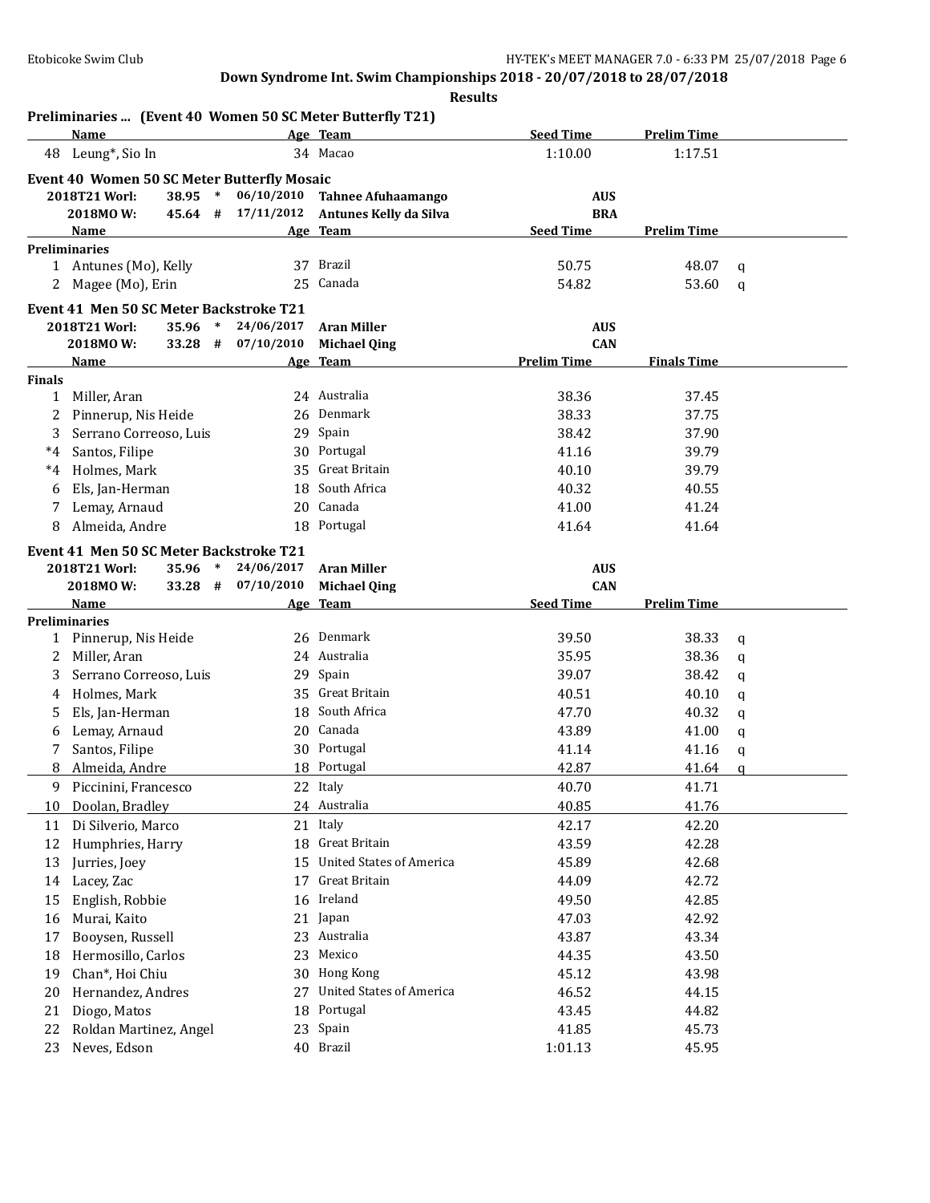Down Syndrome Int. Swim Championships 2018 - 20/07/2018 to 28/07/2018

Results

### Preliminaries ... (Event 40 Women 50 SC Meter Butterfly T21)

| | Name | Age | Team | Seed Time | Prelim Time | |
|---|---|---|---|---|---|---|
| 48 | Leung*, Sio In | 34 | Macao | 1:10.00 | 1:17.51 | |

### Event 40 Women 50 SC Meter Butterfly Mosaic

| | | | | | |
|---|---|---|---|---|---|
| 2018T21 Worl: | 38.95 | * | 06/10/2010 | Tahnee Afuhaamango | AUS |
| 2018MO W: | 45.64 | # | 17/11/2012 | Antunes Kelly da Silva | BRA |

**Preliminaries**

| | Name | Age | Team | Seed Time | Prelim Time | |
|---|---|---|---|---|---|---|
| 1 | Antunes (Mo), Kelly | 37 | Brazil | 50.75 | 48.07 | q |
| 2 | Magee (Mo), Erin | 25 | Canada | 54.82 | 53.60 | q |

### Event 41 Men 50 SC Meter Backstroke T21

| | | | | | |
|---|---|---|---|---|---|
| 2018T21 Worl: | 35.96 | * | 24/06/2017 | Aran Miller | AUS |
| 2018MO W: | 33.28 | # | 07/10/2010 | Michael Qing | CAN |

**Finals**

| | Name | Age | Team | Prelim Time | Finals Time |
|---|---|---|---|---|---|
| 1 | Miller, Aran | 24 | Australia | 38.36 | 37.45 |
| 2 | Pinnerup, Nis Heide | 26 | Denmark | 38.33 | 37.75 |
| 3 | Serrano Correoso, Luis | 29 | Spain | 38.42 | 37.90 |
| *4 | Santos, Filipe | 30 | Portugal | 41.16 | 39.79 |
| *4 | Holmes, Mark | 35 | Great Britain | 40.10 | 39.79 |
| 6 | Els, Jan-Herman | 18 | South Africa | 40.32 | 40.55 |
| 7 | Lemay, Arnaud | 20 | Canada | 41.00 | 41.24 |
| 8 | Almeida, Andre | 18 | Portugal | 41.64 | 41.64 |

### Event 41 Men 50 SC Meter Backstroke T21

| | | | | | |
|---|---|---|---|---|---|
| 2018T21 Worl: | 35.96 | * | 24/06/2017 | Aran Miller | AUS |
| 2018MO W: | 33.28 | # | 07/10/2010 | Michael Qing | CAN |

**Preliminaries**

| | Name | Age | Team | Seed Time | Prelim Time | |
|---|---|---|---|---|---|---|
| 1 | Pinnerup, Nis Heide | 26 | Denmark | 39.50 | 38.33 | q |
| 2 | Miller, Aran | 24 | Australia | 35.95 | 38.36 | q |
| 3 | Serrano Correoso, Luis | 29 | Spain | 39.07 | 38.42 | q |
| 4 | Holmes, Mark | 35 | Great Britain | 40.51 | 40.10 | q |
| 5 | Els, Jan-Herman | 18 | South Africa | 47.70 | 40.32 | q |
| 6 | Lemay, Arnaud | 20 | Canada | 43.89 | 41.00 | q |
| 7 | Santos, Filipe | 30 | Portugal | 41.14 | 41.16 | q |
| 8 | Almeida, Andre | 18 | Portugal | 42.87 | 41.64 | q |
| 9 | Piccinini, Francesco | 22 | Italy | 40.70 | 41.71 | |
| 10 | Doolan, Bradley | 24 | Australia | 40.85 | 41.76 | |
| 11 | Di Silverio, Marco | 21 | Italy | 42.17 | 42.20 | |
| 12 | Humphries, Harry | 18 | Great Britain | 43.59 | 42.28 | |
| 13 | Jurries, Joey | 15 | United States of America | 45.89 | 42.68 | |
| 14 | Lacey, Zac | 17 | Great Britain | 44.09 | 42.72 | |
| 15 | English, Robbie | 16 | Ireland | 49.50 | 42.85 | |
| 16 | Murai, Kaito | 21 | Japan | 47.03 | 42.92 | |
| 17 | Booysen, Russell | 23 | Australia | 43.87 | 43.34 | |
| 18 | Hermosillo, Carlos | 23 | Mexico | 44.35 | 43.50 | |
| 19 | Chan*, Hoi Chiu | 30 | Hong Kong | 45.12 | 43.98 | |
| 20 | Hernandez, Andres | 27 | United States of America | 46.52 | 44.15 | |
| 21 | Diogo, Matos | 18 | Portugal | 43.45 | 44.82 | |
| 22 | Roldan Martinez, Angel | 23 | Spain | 41.85 | 45.73 | |
| 23 | Neves, Edson | 40 | Brazil | 1:01.13 | 45.95 | |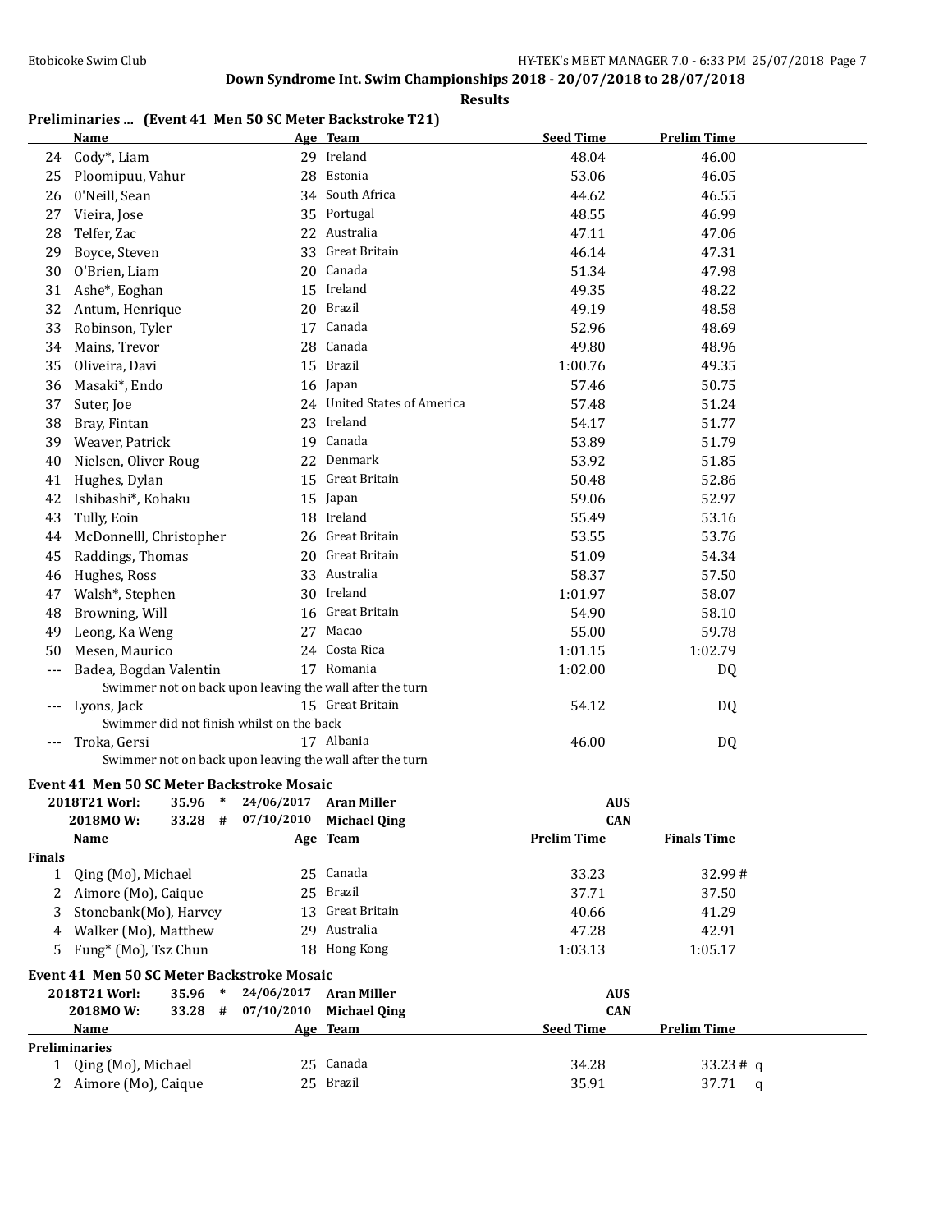Etobicoke Swim Club

**Down Syndrome Int. Swim Championships 2018 - 20/07/2018 to 28/07/2018**

**Results**

### Preliminaries ... (Event 41 Men 50 SC Meter Backstroke T21)

| | Name | Age | Team | Seed Time | Prelim Time |
|---|---|---|---|---|---|
| 24 | Cody*, Liam | 29 | Ireland | 48.04 | 46.00 |
| 25 | Ploomipuu, Vahur | 28 | Estonia | 53.06 | 46.05 |
| 26 | O'Neill, Sean | 34 | South Africa | 44.62 | 46.55 |
| 27 | Vieira, Jose | 35 | Portugal | 48.55 | 46.99 |
| 28 | Telfer, Zac | 22 | Australia | 47.11 | 47.06 |
| 29 | Boyce, Steven | 33 | Great Britain | 46.14 | 47.31 |
| 30 | O'Brien, Liam | 20 | Canada | 51.34 | 47.98 |
| 31 | Ashe*, Eoghan | 15 | Ireland | 49.35 | 48.22 |
| 32 | Antum, Henrique | 20 | Brazil | 49.19 | 48.58 |
| 33 | Robinson, Tyler | 17 | Canada | 52.96 | 48.69 |
| 34 | Mains, Trevor | 28 | Canada | 49.80 | 48.96 |
| 35 | Oliveira, Davi | 15 | Brazil | 1:00.76 | 49.35 |
| 36 | Masaki*, Endo | 16 | Japan | 57.46 | 50.75 |
| 37 | Suter, Joe | 24 | United States of America | 57.48 | 51.24 |
| 38 | Bray, Fintan | 23 | Ireland | 54.17 | 51.77 |
| 39 | Weaver, Patrick | 19 | Canada | 53.89 | 51.79 |
| 40 | Nielsen, Oliver Roug | 22 | Denmark | 53.92 | 51.85 |
| 41 | Hughes, Dylan | 15 | Great Britain | 50.48 | 52.86 |
| 42 | Ishibashi*, Kohaku | 15 | Japan | 59.06 | 52.97 |
| 43 | Tully, Eoin | 18 | Ireland | 55.49 | 53.16 |
| 44 | McDonnelll, Christopher | 26 | Great Britain | 53.55 | 53.76 |
| 45 | Raddings, Thomas | 20 | Great Britain | 51.09 | 54.34 |
| 46 | Hughes, Ross | 33 | Australia | 58.37 | 57.50 |
| 47 | Walsh*, Stephen | 30 | Ireland | 1:01.97 | 58.07 |
| 48 | Browning, Will | 16 | Great Britain | 54.90 | 58.10 |
| 49 | Leong, Ka Weng | 27 | Macao | 55.00 | 59.78 |
| 50 | Mesen, Maurico | 24 | Costa Rica | 1:01.15 | 1:02.79 |
| --- | Badea, Bogdan Valentin | 17 | Romania | 1:02.00 | DQ |
| | Swimmer not on back upon leaving the wall after the turn | | | | |
| --- | Lyons, Jack | 15 | Great Britain | 54.12 | DQ |
| | Swimmer did not finish whilst on the back | | | | |
| --- | Troka, Gersi | 17 | Albania | 46.00 | DQ |
| | Swimmer not on back upon leaving the wall after the turn | | | | |

### Event 41 Men 50 SC Meter Backstroke Mosaic

| Record | Time | | Date | Name | Country |
|---|---|---|---|---|---|
| 2018T21 Worl: | 35.96 | * | 24/06/2017 | Aran Miller | AUS |
| 2018MO W: | 33.28 | # | 07/10/2010 | Michael Qing | CAN |

| | Name | Age | Team | Prelim Time | Finals Time |
|---|---|---|---|---|---|
| **Finals** | | | | | |
| 1 | Qing (Mo), Michael | 25 | Canada | 33.23 | 32.99 # |
| 2 | Aimore (Mo), Caique | 25 | Brazil | 37.71 | 37.50 |
| 3 | Stonebank(Mo), Harvey | 13 | Great Britain | 40.66 | 41.29 |
| 4 | Walker (Mo), Matthew | 29 | Australia | 47.28 | 42.91 |
| 5 | Fung* (Mo), Tsz Chun | 18 | Hong Kong | 1:03.13 | 1:05.17 |

### Event 41 Men 50 SC Meter Backstroke Mosaic

| Record | Time | | Date | Name | Country |
|---|---|---|---|---|---|
| 2018T21 Worl: | 35.96 | * | 24/06/2017 | Aran Miller | AUS |
| 2018MO W: | 33.28 | # | 07/10/2010 | Michael Qing | CAN |

| | Name | Age | Team | Seed Time | Prelim Time |
|---|---|---|---|---|---|
| **Preliminaries** | | | | | |
| 1 | Qing (Mo), Michael | 25 | Canada | 34.28 | 33.23 # q |
| 2 | Aimore (Mo), Caique | 25 | Brazil | 35.91 | 37.71 q |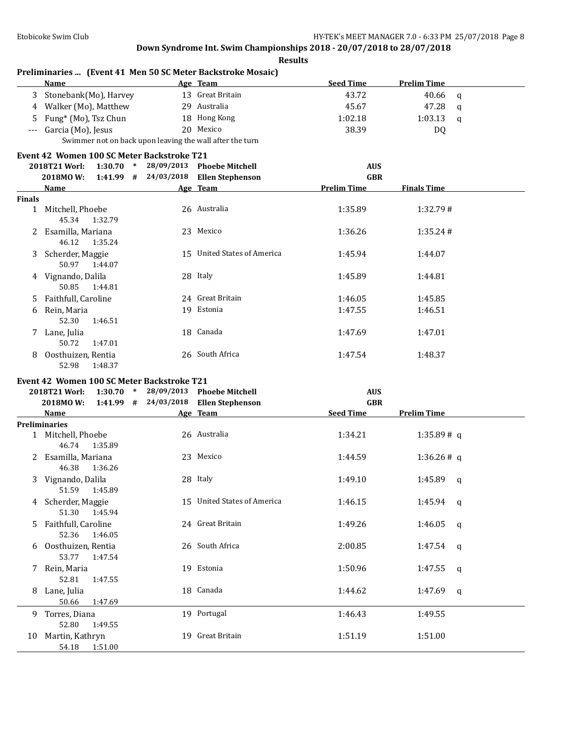Etobicoke Swim Club — HY-TEK's MEET MANAGER 7.0 - 6:33 PM 25/07/2018

**Down Syndrome Int. Swim Championships 2018 - 20/07/2018 to 28/07/2018**

**Results**

### Preliminaries ... (Event 41 Men 50 SC Meter Backstroke Mosaic)

| | Name | Age | Team | Seed Time | Prelim Time | |
|---|---|---|---|---|---|---|
| 3 | Stonebank(Mo), Harvey | 13 | Great Britain | 43.72 | 40.66 | q |
| 4 | Walker (Mo), Matthew | 29 | Australia | 45.67 | 47.28 | q |
| 5 | Fung* (Mo), Tsz Chun | 18 | Hong Kong | 1:02.18 | 1:03.13 | q |
| --- | Garcia (Mo), Jesus | 20 | Mexico | 38.39 | DQ | |

Swimmer not on back upon leaving the wall after the turn

### Event 42 Women 100 SC Meter Backstroke T21

2018T21 Worl: 1:30.70 * 28/09/2013 Phoebe Mitchell AUS
2018MO W: 1:41.99 # 24/03/2018 Ellen Stephenson GBR

| | Name | Age | Team | Prelim Time | Finals Time |
|---|---|---|---|---|---|
| **Finals** | | | | | |
| 1 | Mitchell, Phoebe | 26 | Australia | 1:35.89 | 1:32.79 # |
| | 45.34 1:32.79 | | | | |
| 2 | Esamilla, Mariana | 23 | Mexico | 1:36.26 | 1:35.24 # |
| | 46.12 1:35.24 | | | | |
| 3 | Scherder, Maggie | 15 | United States of America | 1:45.94 | 1:44.07 |
| | 50.97 1:44.07 | | | | |
| 4 | Vignando, Dalila | 28 | Italy | 1:45.89 | 1:44.81 |
| | 50.85 1:44.81 | | | | |
| 5 | Faithfull, Caroline | 24 | Great Britain | 1:46.05 | 1:45.85 |
| 6 | Rein, Maria | 19 | Estonia | 1:47.55 | 1:46.51 |
| | 52.30 1:46.51 | | | | |
| 7 | Lane, Julia | 18 | Canada | 1:47.69 | 1:47.01 |
| | 50.72 1:47.01 | | | | |
| 8 | Oosthuizen, Rentia | 26 | South Africa | 1:47.54 | 1:48.37 |
| | 52.98 1:48.37 | | | | |

### Event 42 Women 100 SC Meter Backstroke T21

2018T21 Worl: 1:30.70 * 28/09/2013 Phoebe Mitchell AUS
2018MO W: 1:41.99 # 24/03/2018 Ellen Stephenson GBR

| | Name | Age | Team | Seed Time | Prelim Time | |
|---|---|---|---|---|---|---|
| **Preliminaries** | | | | | | |
| 1 | Mitchell, Phoebe | 26 | Australia | 1:34.21 | 1:35.89 # | q |
| | 46.74 1:35.89 | | | | | |
| 2 | Esamilla, Mariana | 23 | Mexico | 1:44.59 | 1:36.26 # | q |
| | 46.38 1:36.26 | | | | | |
| 3 | Vignando, Dalila | 28 | Italy | 1:49.10 | 1:45.89 | q |
| | 51.59 1:45.89 | | | | | |
| 4 | Scherder, Maggie | 15 | United States of America | 1:46.15 | 1:45.94 | q |
| | 51.30 1:45.94 | | | | | |
| 5 | Faithfull, Caroline | 24 | Great Britain | 1:49.26 | 1:46.05 | q |
| | 52.36 1:46.05 | | | | | |
| 6 | Oosthuizen, Rentia | 26 | South Africa | 2:00.85 | 1:47.54 | q |
| | 53.77 1:47.54 | | | | | |
| 7 | Rein, Maria | 19 | Estonia | 1:50.96 | 1:47.55 | q |
| | 52.81 1:47.55 | | | | | |
| 8 | Lane, Julia | 18 | Canada | 1:44.62 | 1:47.69 | q |
| | 50.66 1:47.69 | | | | | |
| 9 | Torres, Diana | 19 | Portugal | 1:46.43 | 1:49.55 | |
| | 52.80 1:49.55 | | | | | |
| 10 | Martin, Kathryn | 19 | Great Britain | 1:51.19 | 1:51.00 | |
| | 54.18 1:51.00 | | | | | |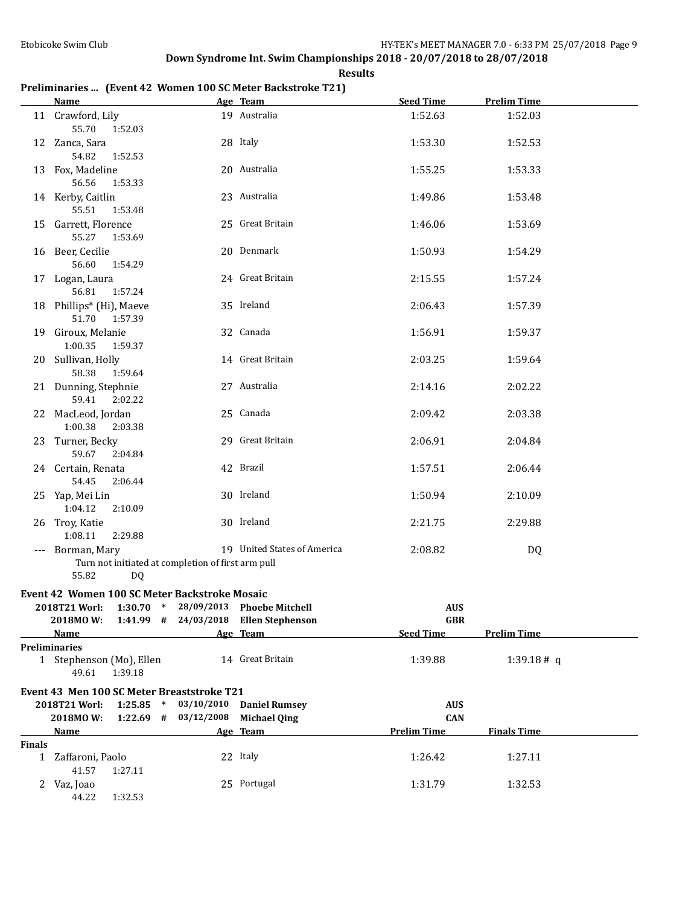**Down Syndrome Int. Swim Championships 2018 - 20/07/2018 to 28/07/2018**

**Results**

### Preliminaries ... (Event 42 Women 100 SC Meter Backstroke T21)

| | Name | Age | Team | Seed Time | Prelim Time |
|---|---|---|---|---|---|
| 11 | Crawford, Lily | 19 | Australia | 1:52.63 | 1:52.03 |
| | 55.70 1:52.03 | | | | |
| 12 | Zanca, Sara | 28 | Italy | 1:53.30 | 1:52.53 |
| | 54.82 1:52.53 | | | | |
| 13 | Fox, Madeline | 20 | Australia | 1:55.25 | 1:53.33 |
| | 56.56 1:53.33 | | | | |
| 14 | Kerby, Caitlin | 23 | Australia | 1:49.86 | 1:53.48 |
| | 55.51 1:53.48 | | | | |
| 15 | Garrett, Florence | 25 | Great Britain | 1:46.06 | 1:53.69 |
| | 55.27 1:53.69 | | | | |
| 16 | Beer, Cecilie | 20 | Denmark | 1:50.93 | 1:54.29 |
| | 56.60 1:54.29 | | | | |
| 17 | Logan, Laura | 24 | Great Britain | 2:15.55 | 1:57.24 |
| | 56.81 1:57.24 | | | | |
| 18 | Phillips* (Hi), Maeve | 35 | Ireland | 2:06.43 | 1:57.39 |
| | 51.70 1:57.39 | | | | |
| 19 | Giroux, Melanie | 32 | Canada | 1:56.91 | 1:59.37 |
| | 1:00.35 1:59.37 | | | | |
| 20 | Sullivan, Holly | 14 | Great Britain | 2:03.25 | 1:59.64 |
| | 58.38 1:59.64 | | | | |
| 21 | Dunning, Stephnie | 27 | Australia | 2:14.16 | 2:02.22 |
| | 59.41 2:02.22 | | | | |
| 22 | MacLeod, Jordan | 25 | Canada | 2:09.42 | 2:03.38 |
| | 1:00.38 2:03.38 | | | | |
| 23 | Turner, Becky | 29 | Great Britain | 2:06.91 | 2:04.84 |
| | 59.67 2:04.84 | | | | |
| 24 | Certain, Renata | 42 | Brazil | 1:57.51 | 2:06.44 |
| | 54.45 2:06.44 | | | | |
| 25 | Yap, Mei Lin | 30 | Ireland | 1:50.94 | 2:10.09 |
| | 1:04.12 2:10.09 | | | | |
| 26 | Troy, Katie | 30 | Ireland | 2:21.75 | 2:29.88 |
| | 1:08.11 2:29.88 | | | | |
| --- | Borman, Mary | 19 | United States of America | 2:08.82 | DQ |
| | Turn not initiated at completion of first arm pull | | | | |
| | 55.82 DQ | | | | |

### Event 42 Women 100 SC Meter Backstroke Mosaic

| Record | Time | | Date | Name | Team |
|---|---|---|---|---|---|
| 2018T21 Worl: | 1:30.70 | * | 28/09/2013 | **Phoebe Mitchell** | AUS |
| 2018MO W: | 1:41.99 | # | 24/03/2018 | **Ellen Stephenson** | GBR |

| | Name | Age | Team | Seed Time | Prelim Time |
|---|---|---|---|---|---|
| **Preliminaries** | | | | | |
| 1 | Stephenson (Mo), Ellen | 14 | Great Britain | 1:39.88 | 1:39.18 # q |
| | 49.61 1:39.18 | | | | |

### Event 43 Men 100 SC Meter Breaststroke T21

| Record | Time | | Date | Name | Team |
|---|---|---|---|---|---|
| 2018T21 Worl: | 1:25.85 | * | 03/10/2010 | **Daniel Rumsey** | AUS |
| 2018MO W: | 1:22.69 | # | 03/12/2008 | **Michael Qing** | CAN |

| | Name | Age | Team | Prelim Time | Finals Time |
|---|---|---|---|---|---|
| **Finals** | | | | | |
| 1 | Zaffaroni, Paolo | 22 | Italy | 1:26.42 | 1:27.11 |
| | 41.57 1:27.11 | | | | |
| 2 | Vaz, Joao | 25 | Portugal | 1:31.79 | 1:32.53 |
| | 44.22 1:32.53 | | | | |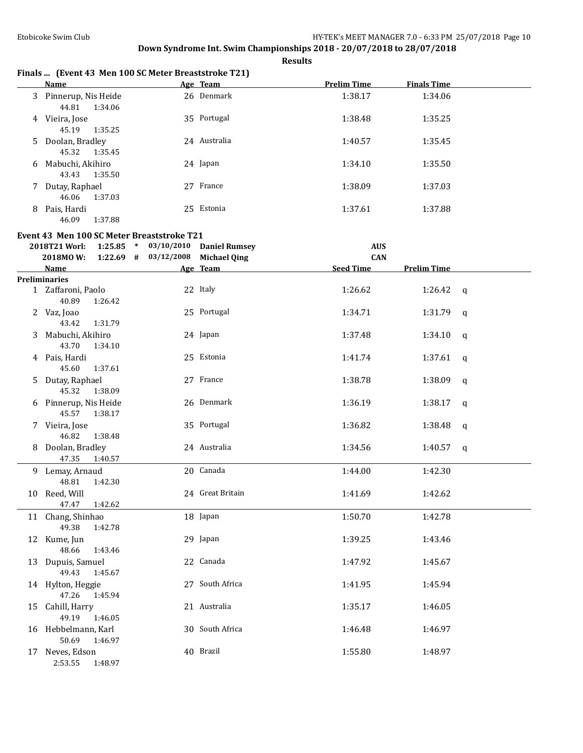## Down Syndrome Int. Swim Championships 2018 - 20/07/2018 to 28/07/2018

### Results

**Finals ... (Event 43 Men 100 SC Meter Breaststroke T21)**

| | Name | Age | Team | Prelim Time | Finals Time |
|---|---|---|---|---|---|
| 3 | Pinnerup, Nis Heide | 26 | Denmark | 1:38.17 | 1:34.06 |
| | 44.81 1:34.06 | | | | |
| 4 | Vieira, Jose | 35 | Portugal | 1:38.48 | 1:35.25 |
| | 45.19 1:35.25 | | | | |
| 5 | Doolan, Bradley | 24 | Australia | 1:40.57 | 1:35.45 |
| | 45.32 1:35.45 | | | | |
| 6 | Mabuchi, Akihiro | 24 | Japan | 1:34.10 | 1:35.50 |
| | 43.43 1:35.50 | | | | |
| 7 | Dutay, Raphael | 27 | France | 1:38.09 | 1:37.03 |
| | 46.06 1:37.03 | | | | |
| 8 | Pais, Hardi | 25 | Estonia | 1:37.61 | 1:37.88 |
| | 46.09 1:37.88 | | | | |

**Event 43 Men 100 SC Meter Breaststroke T21**

| | | | | | |
|---|---|---|---|---|---|
| 2018T21 Worl: | 1:25.85 | * | 03/10/2010 | Daniel Rumsey | AUS |
| 2018MO W: | 1:22.69 | # | 03/12/2008 | Michael Qing | CAN |

| | Name | Age | Team | Seed Time | Prelim Time | |
|---|---|---|---|---|---|---|
| **Preliminaries** | | | | | | |
| 1 | Zaffaroni, Paolo | 22 | Italy | 1:26.62 | 1:26.42 | q |
| | 40.89 1:26.42 | | | | | |
| 2 | Vaz, Joao | 25 | Portugal | 1:34.71 | 1:31.79 | q |
| | 43.42 1:31.79 | | | | | |
| 3 | Mabuchi, Akihiro | 24 | Japan | 1:37.48 | 1:34.10 | q |
| | 43.70 1:34.10 | | | | | |
| 4 | Pais, Hardi | 25 | Estonia | 1:41.74 | 1:37.61 | q |
| | 45.60 1:37.61 | | | | | |
| 5 | Dutay, Raphael | 27 | France | 1:38.78 | 1:38.09 | q |
| | 45.32 1:38.09 | | | | | |
| 6 | Pinnerup, Nis Heide | 26 | Denmark | 1:36.19 | 1:38.17 | q |
| | 45.57 1:38.17 | | | | | |
| 7 | Vieira, Jose | 35 | Portugal | 1:36.82 | 1:38.48 | q |
| | 46.82 1:38.48 | | | | | |
| 8 | Doolan, Bradley | 24 | Australia | 1:34.56 | 1:40.57 | q |
| | 47.35 1:40.57 | | | | | |
| 9 | Lemay, Arnaud | 20 | Canada | 1:44.00 | 1:42.30 | |
| | 48.81 1:42.30 | | | | | |
| 10 | Reed, Will | 24 | Great Britain | 1:41.69 | 1:42.62 | |
| | 47.47 1:42.62 | | | | | |
| 11 | Chang, Shinhao | 18 | Japan | 1:50.70 | 1:42.78 | |
| | 49.38 1:42.78 | | | | | |
| 12 | Kume, Jun | 29 | Japan | 1:39.25 | 1:43.46 | |
| | 48.66 1:43.46 | | | | | |
| 13 | Dupuis, Samuel | 22 | Canada | 1:47.92 | 1:45.67 | |
| | 49.43 1:45.67 | | | | | |
| 14 | Hylton, Heggie | 27 | South Africa | 1:41.95 | 1:45.94 | |
| | 47.26 1:45.94 | | | | | |
| 15 | Cahill, Harry | 21 | Australia | 1:35.17 | 1:46.05 | |
| | 49.19 1:46.05 | | | | | |
| 16 | Hebbelmann, Karl | 30 | South Africa | 1:46.48 | 1:46.97 | |
| | 50.69 1:46.97 | | | | | |
| 17 | Neves, Edson | 40 | Brazil | 1:55.80 | 1:48.97 | |
| | 2:53.55 1:48.97 | | | | | |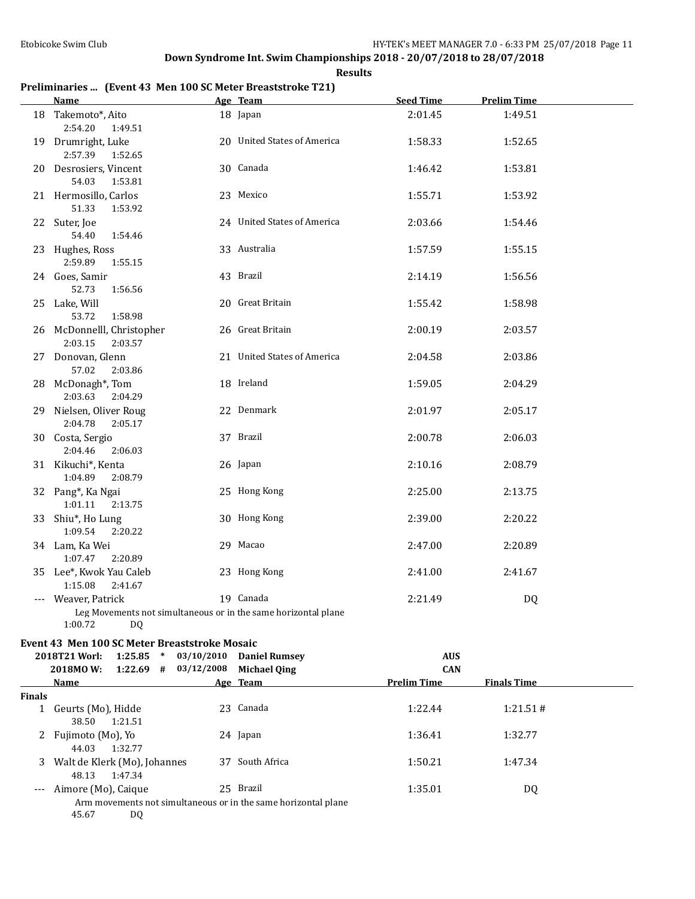**Down Syndrome Int. Swim Championships 2018 - 20/07/2018 to 28/07/2018**

**Results**

## Preliminaries ... (Event 43 Men 100 SC Meter Breaststroke T21)

| | Name | Age | Team | Seed Time | Prelim Time |
|---|---|---|---|---|---|
| 18 | Takemoto*, Aito | 18 | Japan | 2:01.45 | 1:49.51 |
| | 2:54.20 1:49.51 | | | | |
| 19 | Drumright, Luke | 20 | United States of America | 1:58.33 | 1:52.65 |
| | 2:57.39 1:52.65 | | | | |
| 20 | Desrosiers, Vincent | 30 | Canada | 1:46.42 | 1:53.81 |
| | 54.03 1:53.81 | | | | |
| 21 | Hermosillo, Carlos | 23 | Mexico | 1:55.71 | 1:53.92 |
| | 51.33 1:53.92 | | | | |
| 22 | Suter, Joe | 24 | United States of America | 2:03.66 | 1:54.46 |
| | 54.40 1:54.46 | | | | |
| 23 | Hughes, Ross | 33 | Australia | 1:57.59 | 1:55.15 |
| | 2:59.89 1:55.15 | | | | |
| 24 | Goes, Samir | 43 | Brazil | 2:14.19 | 1:56.56 |
| | 52.73 1:56.56 | | | | |
| 25 | Lake, Will | 20 | Great Britain | 1:55.42 | 1:58.98 |
| | 53.72 1:58.98 | | | | |
| 26 | McDonnelll, Christopher | 26 | Great Britain | 2:00.19 | 2:03.57 |
| | 2:03.15 2:03.57 | | | | |
| 27 | Donovan, Glenn | 21 | United States of America | 2:04.58 | 2:03.86 |
| | 57.02 2:03.86 | | | | |
| 28 | McDonagh*, Tom | 18 | Ireland | 1:59.05 | 2:04.29 |
| | 2:03.63 2:04.29 | | | | |
| 29 | Nielsen, Oliver Roug | 22 | Denmark | 2:01.97 | 2:05.17 |
| | 2:04.78 2:05.17 | | | | |
| 30 | Costa, Sergio | 37 | Brazil | 2:00.78 | 2:06.03 |
| | 2:04.46 2:06.03 | | | | |
| 31 | Kikuchi*, Kenta | 26 | Japan | 2:10.16 | 2:08.79 |
| | 1:04.89 2:08.79 | | | | |
| 32 | Pang*, Ka Ngai | 25 | Hong Kong | 2:25.00 | 2:13.75 |
| | 1:01.11 2:13.75 | | | | |
| 33 | Shiu*, Ho Lung | 30 | Hong Kong | 2:39.00 | 2:20.22 |
| | 1:09.54 2:20.22 | | | | |
| 34 | Lam, Ka Wei | 29 | Macao | 2:47.00 | 2:20.89 |
| | 1:07.47 2:20.89 | | | | |
| 35 | Lee*, Kwok Yau Caleb | 23 | Hong Kong | 2:41.00 | 2:41.67 |
| | 1:15.08 2:41.67 | | | | |
| --- | Weaver, Patrick | 19 | Canada | 2:21.49 | DQ |
| | Leg Movements not simultaneous or in the same horizontal plane | | | | |
| | 1:00.72 DQ | | | | |

## Event 43 Men 100 SC Meter Breaststroke Mosaic

| | | | | | |
|---|---|---|---|---|---|
| 2018T21 Worl: | 1:25.85 * | 03/10/2010 | Daniel Rumsey | AUS | |
| 2018MO W: | 1:22.69 # | 03/12/2008 | Michael Qing | CAN | |

| | Name | Age | Team | Prelim Time | Finals Time |
|---|---|---|---|---|---|
| **Finals** | | | | | |
| 1 | Geurts (Mo), Hidde | 23 | Canada | 1:22.44 | 1:21.51 # |
| | 38.50 1:21.51 | | | | |
| 2 | Fujimoto (Mo), Yo | 24 | Japan | 1:36.41 | 1:32.77 |
| | 44.03 1:32.77 | | | | |
| 3 | Walt de Klerk (Mo), Johannes | 37 | South Africa | 1:50.21 | 1:47.34 |
| | 48.13 1:47.34 | | | | |
| --- | Aimore (Mo), Caique | 25 | Brazil | 1:35.01 | DQ |
| | Arm movements not simultaneous or in the same horizontal plane | | | | |
| | 45.67 DQ | | | | |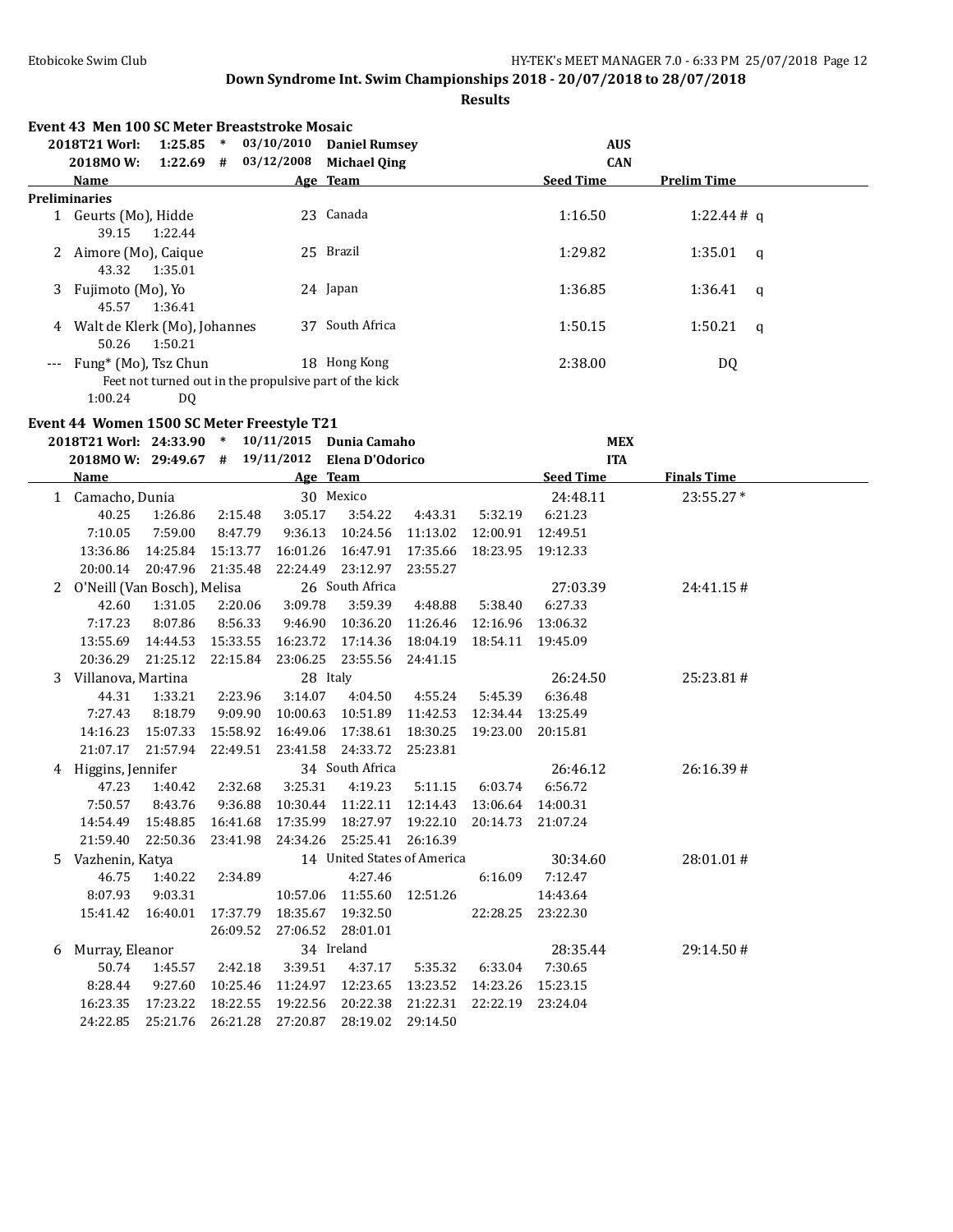Etobicoke Swim Club HY-TEK's MEET MANAGER 7.0 - 6:33 PM 25/07/2018 Page 12

**Down Syndrome Int. Swim Championships 2018 - 20/07/2018 to 28/07/2018**

**Results**

### Event 43 Men 100 SC Meter Breaststroke Mosaic

| | | | | | |
|---|---|---|---|---|---|
| 2018T21 Worl: | 1:25.85 | * | 03/10/2010 | Daniel Rumsey | AUS |
| 2018MO W: | 1:22.69 | # | 03/12/2008 | Michael Qing | CAN |

| | Name | Age | Team | Seed Time | Prelim Time | |
|---|---|---|---|---|---|---|
| **Preliminaries** | | | | | | |
| 1 | Geurts (Mo), Hidde | 23 | Canada | 1:16.50 | 1:22.44 # | q |
| | 39.15 1:22.44 | | | | | |
| 2 | Aimore (Mo), Caique | 25 | Brazil | 1:29.82 | 1:35.01 | q |
| | 43.32 1:35.01 | | | | | |
| 3 | Fujimoto (Mo), Yo | 24 | Japan | 1:36.85 | 1:36.41 | q |
| | 45.57 1:36.41 | | | | | |
| 4 | Walt de Klerk (Mo), Johannes | 37 | South Africa | 1:50.15 | 1:50.21 | q |
| | 50.26 1:50.21 | | | | | |
| --- | Fung* (Mo), Tsz Chun | 18 | Hong Kong | 2:38.00 | DQ | |
| | Feet not turned out in the propulsive part of the kick | | | | | |
| | 1:00.24 DQ | | | | | |

### Event 44 Women 1500 SC Meter Freestyle T21

| | | | | | |
|---|---|---|---|---|---|
| 2018T21 Worl: | 24:33.90 | * | 10/11/2015 | Dunia Camaho | MEX |
| 2018MO W: | 29:49.67 | # | 19/11/2012 | Elena D'Odorico | ITA |

| | Name | Age | Team | Seed Time | Finals Time |
|---|---|---|---|---|---|
| 1 | Camacho, Dunia | 30 | Mexico | 24:48.11 | 23:55.27 * |
| 2 | O'Neill (Van Bosch), Melisa | 26 | South Africa | 27:03.39 | 24:41.15 # |
| 3 | Villanova, Martina | 28 | Italy | 26:24.50 | 25:23.81 # |
| 4 | Higgins, Jennifer | 34 | South Africa | 26:46.12 | 26:16.39 # |
| 5 | Vazhenin, Katya | 14 | United States of America | 30:34.60 | 28:01.01 # |
| 6 | Murray, Eleanor | 34 | Ireland | 28:35.44 | 29:14.50 # |

Splits:

1 Camacho, Dunia

| | | | | | | | |
|---|---|---|---|---|---|---|---|
| 40.25 | 1:26.86 | 2:15.48 | 3:05.17 | 3:54.22 | 4:43.31 | 5:32.19 | 6:21.23 |
| 7:10.05 | 7:59.00 | 8:47.79 | 9:36.13 | 10:24.56 | 11:13.02 | 12:00.91 | 12:49.51 |
| 13:36.86 | 14:25.84 | 15:13.77 | 16:01.26 | 16:47.91 | 17:35.66 | 18:23.95 | 19:12.33 |
| 20:00.14 | 20:47.96 | 21:35.48 | 22:24.49 | 23:12.97 | 23:55.27 | | |

2 O'Neill (Van Bosch), Melisa

| | | | | | | | |
|---|---|---|---|---|---|---|---|
| 42.60 | 1:31.05 | 2:20.06 | 3:09.78 | 3:59.39 | 4:48.88 | 5:38.40 | 6:27.33 |
| 7:17.23 | 8:07.86 | 8:56.33 | 9:46.90 | 10:36.20 | 11:26.46 | 12:16.96 | 13:06.32 |
| 13:55.69 | 14:44.53 | 15:33.55 | 16:23.72 | 17:14.36 | 18:04.19 | 18:54.11 | 19:45.09 |
| 20:36.29 | 21:25.12 | 22:15.84 | 23:06.25 | 23:55.56 | 24:41.15 | | |

3 Villanova, Martina

| | | | | | | | |
|---|---|---|---|---|---|---|---|
| 44.31 | 1:33.21 | 2:23.96 | 3:14.07 | 4:04.50 | 4:55.24 | 5:45.39 | 6:36.48 |
| 7:27.43 | 8:18.79 | 9:09.90 | 10:00.63 | 10:51.89 | 11:42.53 | 12:34.44 | 13:25.49 |
| 14:16.23 | 15:07.33 | 15:58.92 | 16:49.06 | 17:38.61 | 18:30.25 | 19:23.00 | 20:15.81 |
| 21:07.17 | 21:57.94 | 22:49.51 | 23:41.58 | 24:33.72 | 25:23.81 | | |

4 Higgins, Jennifer

| | | | | | | | |
|---|---|---|---|---|---|---|---|
| 47.23 | 1:40.42 | 2:32.68 | 3:25.31 | 4:19.23 | 5:11.15 | 6:03.74 | 6:56.72 |
| 7:50.57 | 8:43.76 | 9:36.88 | 10:30.44 | 11:22.11 | 12:14.43 | 13:06.64 | 14:00.31 |
| 14:54.49 | 15:48.85 | 16:41.68 | 17:35.99 | 18:27.97 | 19:22.10 | 20:14.73 | 21:07.24 |
| 21:59.40 | 22:50.36 | 23:41.98 | 24:34.26 | 25:25.41 | 26:16.39 | | |

5 Vazhenin, Katya

| | | | | | | | |
|---|---|---|---|---|---|---|---|
| 46.75 | 1:40.22 | 2:34.89 | | 4:27.46 | | 6:16.09 | 7:12.47 |
| 8:07.93 | 9:03.31 | | 10:57.06 | 11:55.60 | 12:51.26 | | 14:43.64 |
| 15:41.42 | 16:40.01 | 17:37.79 | 18:35.67 | 19:32.50 | | 22:28.25 | 23:22.30 |
| | | 26:09.52 | 27:06.52 | 28:01.01 | | | |

6 Murray, Eleanor

| | | | | | | | |
|---|---|---|---|---|---|---|---|
| 50.74 | 1:45.57 | 2:42.18 | 3:39.51 | 4:37.17 | 5:35.32 | 6:33.04 | 7:30.65 |
| 8:28.44 | 9:27.60 | 10:25.46 | 11:24.97 | 12:23.65 | 13:23.52 | 14:23.26 | 15:23.15 |
| 16:23.35 | 17:23.22 | 18:22.55 | 19:22.56 | 20:22.38 | 21:22.31 | 22:22.19 | 23:24.04 |
| 24:22.85 | 25:21.76 | 26:21.28 | 27:20.87 | 28:19.02 | 29:14.50 | | |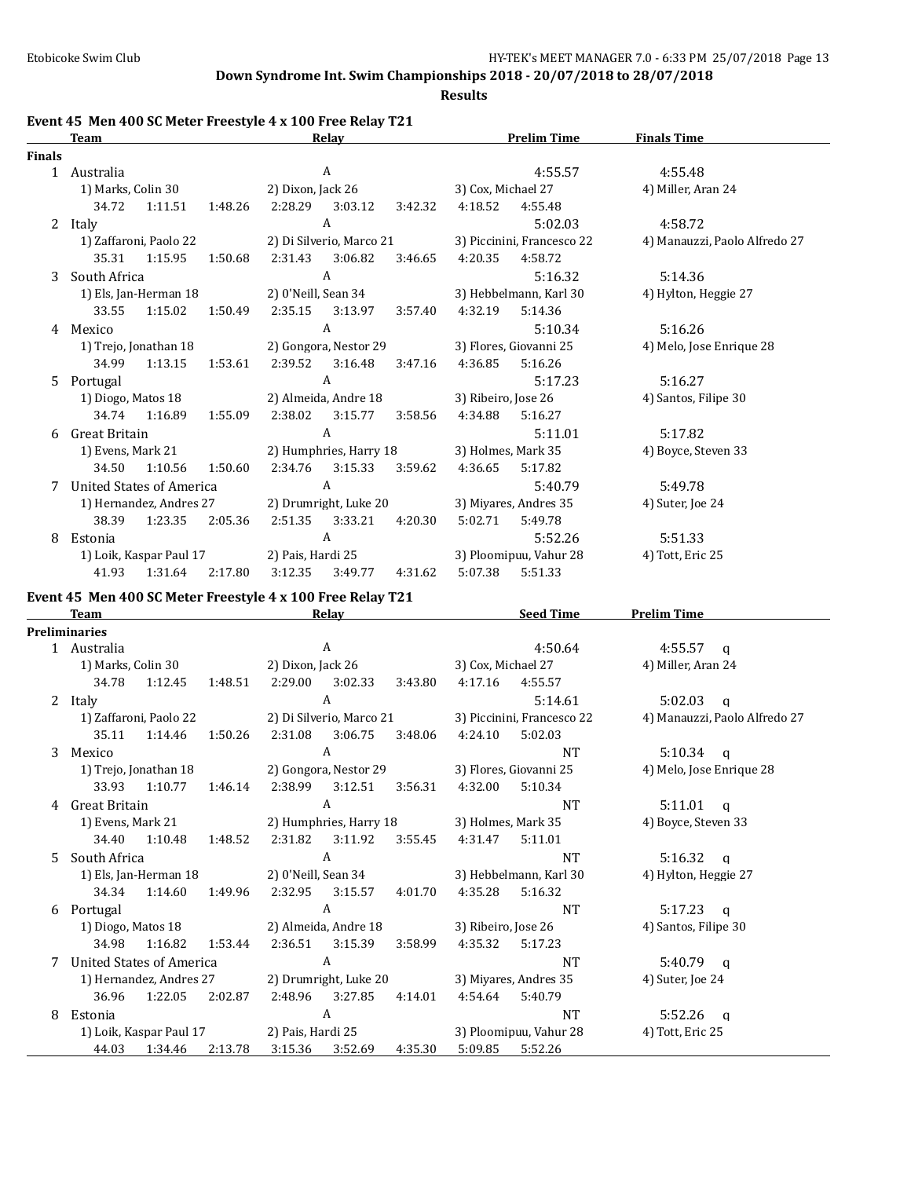**Down Syndrome Int. Swim Championships 2018 - 20/07/2018 to 28/07/2018**

**Results**

### Event 45 Men 400 SC Meter Freestyle 4 x 100 Free Relay T21

| | Team | Relay | Prelim Time | Finals Time |
|---|---|---|---|---|
| **Finals** | | | | |
| 1 | Australia | A | 4:55.57 | 4:55.48 |
| | 1) Marks, Colin 30 | 2) Dixon, Jack 26 | 3) Cox, Michael 27 | 4) Miller, Aran 24 |
| | 34.72 1:11.51 1:48.26 | 2:28.29 3:03.12 3:42.32 | 4:18.52 4:55.48 | |
| 2 | Italy | A | 5:02.03 | 4:58.72 |
| | 1) Zaffaroni, Paolo 22 | 2) Di Silverio, Marco 21 | 3) Piccinini, Francesco 22 | 4) Manauzzi, Paolo Alfredo 27 |
| | 35.31 1:15.95 1:50.68 | 2:31.43 3:06.82 3:46.65 | 4:20.35 4:58.72 | |
| 3 | South Africa | A | 5:16.32 | 5:14.36 |
| | 1) Els, Jan-Herman 18 | 2) 0'Neill, Sean 34 | 3) Hebbelmann, Karl 30 | 4) Hylton, Heggie 27 |
| | 33.55 1:15.02 1:50.49 | 2:35.15 3:13.97 3:57.40 | 4:32.19 5:14.36 | |
| 4 | Mexico | A | 5:10.34 | 5:16.26 |
| | 1) Trejo, Jonathan 18 | 2) Gongora, Nestor 29 | 3) Flores, Giovanni 25 | 4) Melo, Jose Enrique 28 |
| | 34.99 1:13.15 1:53.61 | 2:39.52 3:16.48 3:47.16 | 4:36.85 5:16.26 | |
| 5 | Portugal | A | 5:17.23 | 5:16.27 |
| | 1) Diogo, Matos 18 | 2) Almeida, Andre 18 | 3) Ribeiro, Jose 26 | 4) Santos, Filipe 30 |
| | 34.74 1:16.89 1:55.09 | 2:38.02 3:15.77 3:58.56 | 4:34.88 5:16.27 | |
| 6 | Great Britain | A | 5:11.01 | 5:17.82 |
| | 1) Evens, Mark 21 | 2) Humphries, Harry 18 | 3) Holmes, Mark 35 | 4) Boyce, Steven 33 |
| | 34.50 1:10.56 1:50.60 | 2:34.76 3:15.33 3:59.62 | 4:36.65 5:17.82 | |
| 7 | United States of America | A | 5:40.79 | 5:49.78 |
| | 1) Hernandez, Andres 27 | 2) Drumright, Luke 20 | 3) Miyares, Andres 35 | 4) Suter, Joe 24 |
| | 38.39 1:23.35 2:05.36 | 2:51.35 3:33.21 4:20.30 | 5:02.71 5:49.78 | |
| 8 | Estonia | A | 5:52.26 | 5:51.33 |
| | 1) Loik, Kaspar Paul 17 | 2) Pais, Hardi 25 | 3) Ploomipuu, Vahur 28 | 4) Tott, Eric 25 |
| | 41.93 1:31.64 2:17.80 | 3:12.35 3:49.77 4:31.62 | 5:07.38 5:51.33 | |

### Event 45 Men 400 SC Meter Freestyle 4 x 100 Free Relay T21

| | Team | Relay | Seed Time | Prelim Time |
|---|---|---|---|---|
| **Preliminaries** | | | | |
| 1 | Australia | A | 4:50.64 | 4:55.57 q |
| | 1) Marks, Colin 30 | 2) Dixon, Jack 26 | 3) Cox, Michael 27 | 4) Miller, Aran 24 |
| | 34.78 1:12.45 1:48.51 | 2:29.00 3:02.33 3:43.80 | 4:17.16 4:55.57 | |
| 2 | Italy | A | 5:14.61 | 5:02.03 q |
| | 1) Zaffaroni, Paolo 22 | 2) Di Silverio, Marco 21 | 3) Piccinini, Francesco 22 | 4) Manauzzi, Paolo Alfredo 27 |
| | 35.11 1:14.46 1:50.26 | 2:31.08 3:06.75 3:48.06 | 4:24.10 5:02.03 | |
| 3 | Mexico | A | NT | 5:10.34 q |
| | 1) Trejo, Jonathan 18 | 2) Gongora, Nestor 29 | 3) Flores, Giovanni 25 | 4) Melo, Jose Enrique 28 |
| | 33.93 1:10.77 1:46.14 | 2:38.99 3:12.51 3:56.31 | 4:32.00 5:10.34 | |
| 4 | Great Britain | A | NT | 5:11.01 q |
| | 1) Evens, Mark 21 | 2) Humphries, Harry 18 | 3) Holmes, Mark 35 | 4) Boyce, Steven 33 |
| | 34.40 1:10.48 1:48.52 | 2:31.82 3:11.92 3:55.45 | 4:31.47 5:11.01 | |
| 5 | South Africa | A | NT | 5:16.32 q |
| | 1) Els, Jan-Herman 18 | 2) 0'Neill, Sean 34 | 3) Hebbelmann, Karl 30 | 4) Hylton, Heggie 27 |
| | 34.34 1:14.60 1:49.96 | 2:32.95 3:15.57 4:01.70 | 4:35.28 5:16.32 | |
| 6 | Portugal | A | NT | 5:17.23 q |
| | 1) Diogo, Matos 18 | 2) Almeida, Andre 18 | 3) Ribeiro, Jose 26 | 4) Santos, Filipe 30 |
| | 34.98 1:16.82 1:53.44 | 2:36.51 3:15.39 3:58.99 | 4:35.32 5:17.23 | |
| 7 | United States of America | A | NT | 5:40.79 q |
| | 1) Hernandez, Andres 27 | 2) Drumright, Luke 20 | 3) Miyares, Andres 35 | 4) Suter, Joe 24 |
| | 36.96 1:22.05 2:02.87 | 2:48.96 3:27.85 4:14.01 | 4:54.64 5:40.79 | |
| 8 | Estonia | A | NT | 5:52.26 q |
| | 1) Loik, Kaspar Paul 17 | 2) Pais, Hardi 25 | 3) Ploomipuu, Vahur 28 | 4) Tott, Eric 25 |
| | 44.03 1:34.46 2:13.78 | 3:15.36 3:52.69 4:35.30 | 5:09.85 5:52.26 | |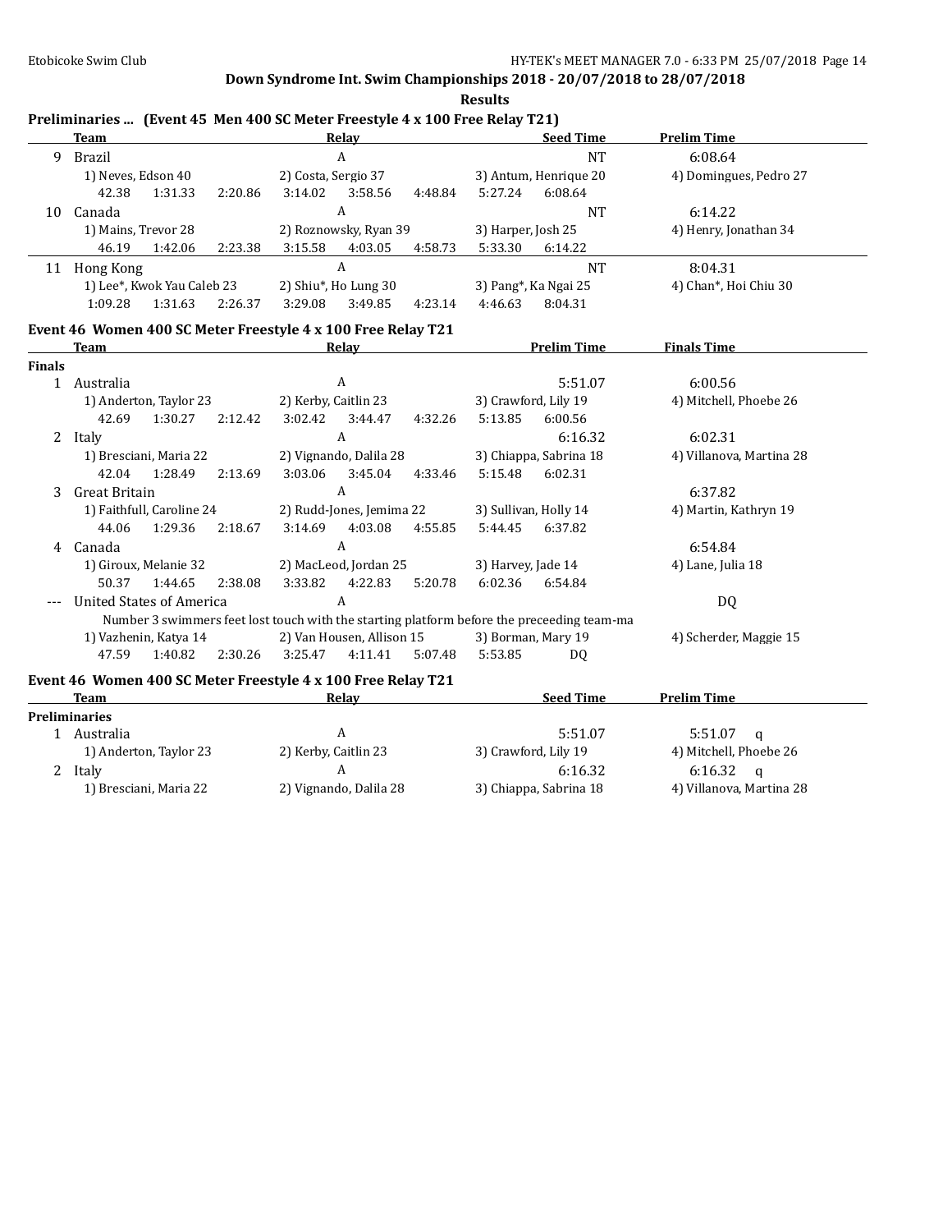**Down Syndrome Int. Swim Championships 2018 - 20/07/2018 to 28/07/2018**

**Results**

### Preliminaries ... (Event 45 Men 400 SC Meter Freestyle 4 x 100 Free Relay T21)

| | Team | Relay | Seed Time | Prelim Time |
|---|---|---|---|---|
| 9 | Brazil | A | NT | 6:08.64 |
| | 1) Neves, Edson 40 | 2) Costa, Sergio 37 | 3) Antum, Henrique 20 | 4) Domingues, Pedro 27 |
| | 42.38 1:31.33 2:20.86 | 3:14.02 3:58.56 4:48.84 | 5:27.24 6:08.64 | |
| 10 | Canada | A | NT | 6:14.22 |
| | 1) Mains, Trevor 28 | 2) Roznowsky, Ryan 39 | 3) Harper, Josh 25 | 4) Henry, Jonathan 34 |
| | 46.19 1:42.06 2:23.38 | 3:15.58 4:03.05 4:58.73 | 5:33.30 6:14.22 | |
| 11 | Hong Kong | A | NT | 8:04.31 |
| | 1) Lee*, Kwok Yau Caleb 23 | 2) Shiu*, Ho Lung 30 | 3) Pang*, Ka Ngai 25 | 4) Chan*, Hoi Chiu 30 |
| | 1:09.28 1:31.63 2:26.37 | 3:29.08 3:49.85 4:23.14 | 4:46.63 8:04.31 | |

### Event 46 Women 400 SC Meter Freestyle 4 x 100 Free Relay T21

| | Team | Relay | Prelim Time | Finals Time |
|---|---|---|---|---|
| **Finals** | | | | |
| 1 | Australia | A | 5:51.07 | 6:00.56 |
| | 1) Anderton, Taylor 23 | 2) Kerby, Caitlin 23 | 3) Crawford, Lily 19 | 4) Mitchell, Phoebe 26 |
| | 42.69 1:30.27 2:12.42 | 3:02.42 3:44.47 4:32.26 | 5:13.85 6:00.56 | |
| 2 | Italy | A | 6:16.32 | 6:02.31 |
| | 1) Bresciani, Maria 22 | 2) Vignando, Dalila 28 | 3) Chiappa, Sabrina 18 | 4) Villanova, Martina 28 |
| | 42.04 1:28.49 2:13.69 | 3:03.06 3:45.04 4:33.46 | 5:15.48 6:02.31 | |
| 3 | Great Britain | A | | 6:37.82 |
| | 1) Faithfull, Caroline 24 | 2) Rudd-Jones, Jemima 22 | 3) Sullivan, Holly 14 | 4) Martin, Kathryn 19 |
| | 44.06 1:29.36 2:18.67 | 3:14.69 4:03.08 4:55.85 | 5:44.45 6:37.82 | |
| 4 | Canada | A | | 6:54.84 |
| | 1) Giroux, Melanie 32 | 2) MacLeod, Jordan 25 | 3) Harvey, Jade 14 | 4) Lane, Julia 18 |
| | 50.37 1:44.65 2:38.08 | 3:33.82 4:22.83 5:20.78 | 6:02.36 6:54.84 | |
| --- | United States of America | A | | DQ |
| | Number 3 swimmers feet lost touch with the starting platform before the preceeding team-ma | | | |
| | 1) Vazhenin, Katya 14 | 2) Van Housen, Allison 15 | 3) Borman, Mary 19 | 4) Scherder, Maggie 15 |
| | 47.59 1:40.82 2:30.26 | 3:25.47 4:11.41 5:07.48 | 5:53.85 DQ | |

### Event 46 Women 400 SC Meter Freestyle 4 x 100 Free Relay T21

| | Team | Relay | Seed Time | Prelim Time |
|---|---|---|---|---|
| **Preliminaries** | | | | |
| 1 | Australia | A | 5:51.07 | 5:51.07 q |
| | 1) Anderton, Taylor 23 | 2) Kerby, Caitlin 23 | 3) Crawford, Lily 19 | 4) Mitchell, Phoebe 26 |
| 2 | Italy | A | 6:16.32 | 6:16.32 q |
| | 1) Bresciani, Maria 22 | 2) Vignando, Dalila 28 | 3) Chiappa, Sabrina 18 | 4) Villanova, Martina 28 |